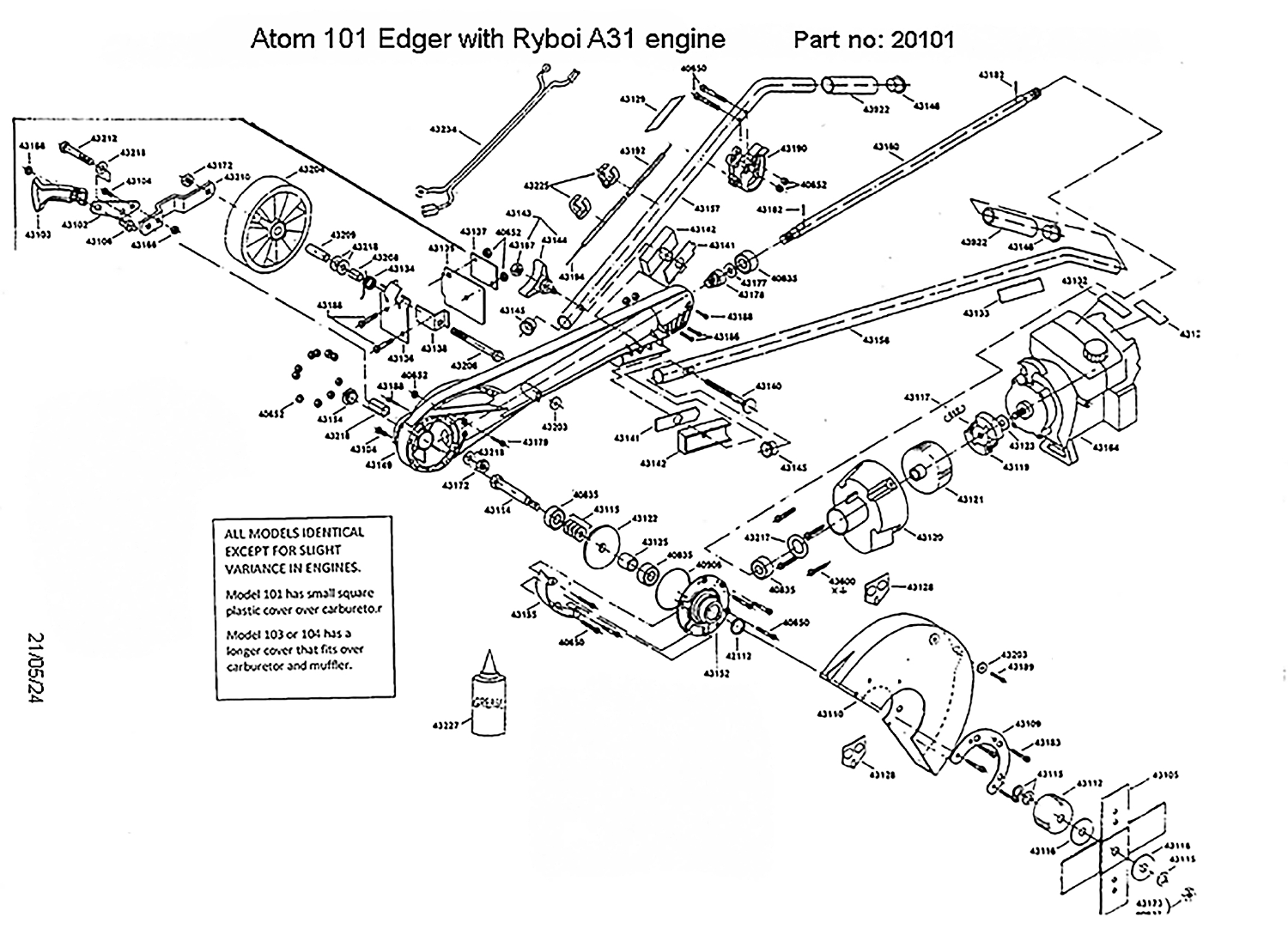# Atom 101 Edger with Ryboi A31 engine Part no: 20101

ALL MODELS IDENTICAL EXCEPT FOR SLIGHT VARIANCE IN ENGINES.

Model 101 has small square plastic cover over carburetor.

Model 103 or 104 has a longer cover that fits over carburetor and muffler.

21/05/24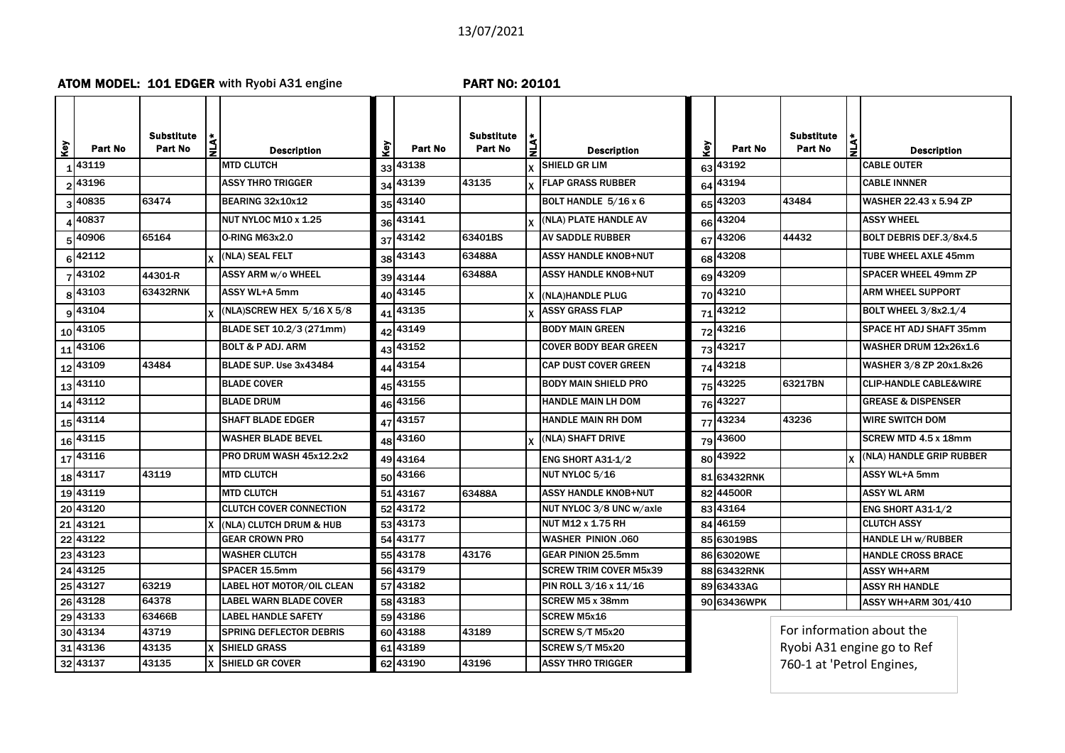13/07/2021

**ATOM MODEL: 101 EDGER** with Ryobi A31 engine **PART NO: 20101**

| Key | Part No | Substitute Part No | NLA* | Description | Key | Part No | Substitute Part No | NLA* | Description | Key | Part No | Substitute Part No | NLA* | Description |
|---|---|---|---|---|---|---|---|---|---|---|---|---|---|---|
| 1 | 43119 | | | MTD CLUTCH | 33 | 43138 | | X | SHIELD GR LIM | 63 | 43192 | | | CABLE OUTER |
| 2 | 43196 | | | ASSY THRO TRIGGER | 34 | 43139 | 43135 | X | FLAP GRASS RUBBER | 64 | 43194 | | | CABLE INNNER |
| 3 | 40835 | 63474 | | BEARING 32x10x12 | 35 | 43140 | | | BOLT HANDLE 5/16 x 6 | 65 | 43203 | 43484 | | WASHER 22.43 x 5.94 ZP |
| 4 | 40837 | | | NUT NYLOC M10 x 1.25 | 36 | 43141 | | X | (NLA) PLATE HANDLE AV | 66 | 43204 | | | ASSY WHEEL |
| 5 | 40906 | 65164 | | O-RING M63x2.0 | 37 | 43142 | 63401BS | | AV SADDLE RUBBER | 67 | 43206 | 44432 | | BOLT DEBRIS DEF.3/8x4.5 |
| 6 | 42112 | | X | (NLA) SEAL FELT | 38 | 43143 | 63488A | | ASSY HANDLE KNOB+NUT | 68 | 43208 | | | TUBE WHEEL AXLE 45mm |
| 7 | 43102 | 44301-R | | ASSY ARM w/o WHEEL | 39 | 43144 | 63488A | | ASSY HANDLE KNOB+NUT | 69 | 43209 | | | SPACER WHEEL 49mm ZP |
| 8 | 43103 | 63432RNK | | ASSY WL+A 5mm | 40 | 43145 | | X | (NLA)HANDLE PLUG | 70 | 43210 | | | ARM WHEEL SUPPORT |
| 9 | 43104 | | X | (NLA)SCREW HEX 5/16 X 5/8 | 41 | 43135 | | X | ASSY GRASS FLAP | 71 | 43212 | | | BOLT WHEEL 3/8x2.1/4 |
| 10 | 43105 | | | BLADE SET 10.2/3 (271mm) | 42 | 43149 | | | BODY MAIN GREEN | 72 | 43216 | | | SPACE HT ADJ SHAFT 35mm |
| 11 | 43106 | | | BOLT & P ADJ. ARM | 43 | 43152 | | | COVER BODY BEAR GREEN | 73 | 43217 | | | WASHER DRUM 12x26x1.6 |
| 12 | 43109 | 43484 | | BLADE SUP. Use 3x43484 | 44 | 43154 | | | CAP DUST COVER GREEN | 74 | 43218 | | | WASHER 3/8 ZP 20x1.8x26 |
| 13 | 43110 | | | BLADE COVER | 45 | 43155 | | | BODY MAIN SHIELD PRO | 75 | 43225 | 63217BN | | CLIP-HANDLE CABLE&WIRE |
| 14 | 43112 | | | BLADE DRUM | 46 | 43156 | | | HANDLE MAIN LH DOM | 76 | 43227 | | | GREASE & DISPENSER |
| 15 | 43114 | | | SHAFT BLADE EDGER | 47 | 43157 | | | HANDLE MAIN RH DOM | 77 | 43234 | 43236 | | WIRE SWITCH DOM |
| 16 | 43115 | | | WASHER BLADE BEVEL | 48 | 43160 | | X | (NLA) SHAFT DRIVE | 79 | 43600 | | | SCREW MTD 4.5 x 18mm |
| 17 | 43116 | | | PRO DRUM WASH 45x12.2x2 | 49 | 43164 | | | ENG SHORT A31-1/2 | 80 | 43922 | | X | (NLA) HANDLE GRIP RUBBER |
| 18 | 43117 | 43119 | | MTD CLUTCH | 50 | 43166 | | | NUT NYLOC 5/16 | 81 | 63432RNK | | | ASSY WL+A 5mm |
| 19 | 43119 | | | MTD CLUTCH | 51 | 43167 | 63488A | | ASSY HANDLE KNOB+NUT | 82 | 44500R | | | ASSY WL ARM |
| 20 | 43120 | | | CLUTCH COVER CONNECTION | 52 | 43172 | | | NUT NYLOC 3/8 UNC w/axle | 83 | 43164 | | | ENG SHORT A31-1/2 |
| 21 | 43121 | | X | (NLA) CLUTCH DRUM & HUB | 53 | 43173 | | | NUT M12 x 1.75 RH | 84 | 46159 | | | CLUTCH ASSY |
| 22 | 43122 | | | GEAR CROWN PRO | 54 | 43177 | | | WASHER PINION .060 | 85 | 63019BS | | | HANDLE LH w/RUBBER |
| 23 | 43123 | | | WASHER CLUTCH | 55 | 43178 | 43176 | | GEAR PINION 25.5mm | 86 | 63020WE | | | HANDLE CROSS BRACE |
| 24 | 43125 | | | SPACER 15.5mm | 56 | 43179 | | | SCREW TRIM COVER M5x39 | 88 | 63432RNK | | | ASSY WH+ARM |
| 25 | 43127 | 63219 | | LABEL HOT MOTOR/OIL CLEAN | 57 | 43182 | | | PIN ROLL 3/16 x 11/16 | 89 | 63433AG | | | ASSY RH HANDLE |
| 26 | 43128 | 64378 | | LABEL WARN BLADE COVER | 58 | 43183 | | | SCREW M5 x 38mm | 90 | 63436WPK | | | ASSY WH+ARM 301/410 |
| 29 | 43133 | 63466B | | LABEL HANDLE SAFETY | 59 | 43186 | | | SCREW M5x16 | | | | | |
| 30 | 43134 | 43719 | | SPRING DEFLECTOR DEBRIS | 60 | 43188 | 43189 | | SCREW S/T M5x20 | | | | | |
| 31 | 43136 | 43135 | X | SHIELD GRASS | 61 | 43189 | | | SCREW S/T M5x20 | | | | | |
| 32 | 43137 | 43135 | X | SHIELD GR COVER | 62 | 43190 | 43196 | | ASSY THRO TRIGGER | | | | | |

For information about the Ryobi A31 engine go to Ref 760-1 at 'Petrol Engines,